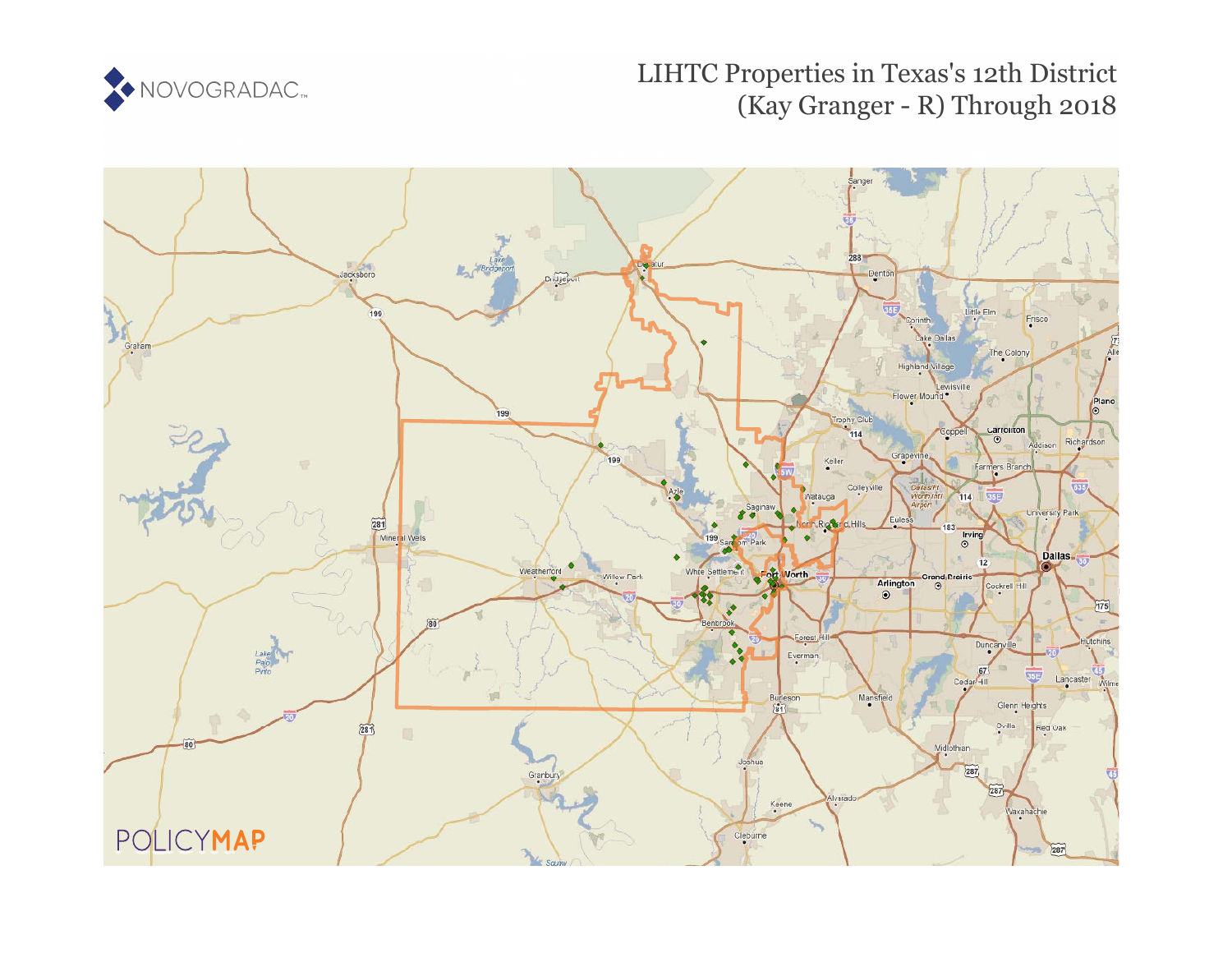NOVOGRADAC

# LIHTC Properties in Texas's 12th District (Kay Granger - R) Through 2018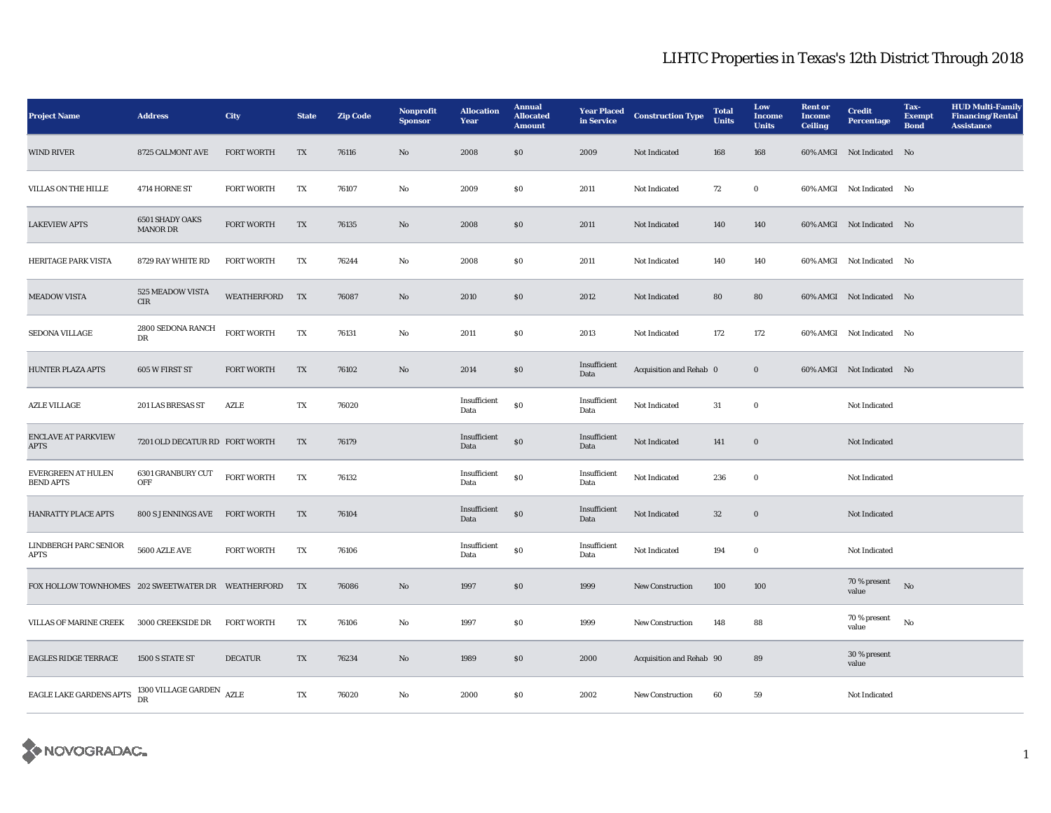# LIHTC Properties in Texas's 12th District Through 2018

| Project Name | Address | City | State | Zip Code | Nonprofit Sponsor | Allocation Year | Annual Allocated Amount | Year Placed in Service | Construction Type | Total Units | Low Income Units | Rent or Income Ceiling | Credit Percentage | Tax-Exempt Bond | HUD Multi-Family Financing/Rental Assistance |
|---|---|---|---|---|---|---|---|---|---|---|---|---|---|---|---|
| WIND RIVER | 8725 CALMONT AVE | FORT WORTH | TX | 76116 | No | 2008 | $0 | 2009 | Not Indicated | 168 | 168 | 60% AMGI | Not Indicated | No | |
| VILLAS ON THE HILLE | 4714 HORNE ST | FORT WORTH | TX | 76107 | No | 2009 | $0 | 2011 | Not Indicated | 72 | 0 | 60% AMGI | Not Indicated | No | |
| LAKEVIEW APTS | 6501 SHADY OAKS MANOR DR | FORT WORTH | TX | 76135 | No | 2008 | $0 | 2011 | Not Indicated | 140 | 140 | 60% AMGI | Not Indicated | No | |
| HERITAGE PARK VISTA | 8729 RAY WHITE RD | FORT WORTH | TX | 76244 | No | 2008 | $0 | 2011 | Not Indicated | 140 | 140 | 60% AMGI | Not Indicated | No | |
| MEADOW VISTA | 525 MEADOW VISTA CIR | WEATHERFORD | TX | 76087 | No | 2010 | $0 | 2012 | Not Indicated | 80 | 80 | 60% AMGI | Not Indicated | No | |
| SEDONA VILLAGE | 2800 SEDONA RANCH DR | FORT WORTH | TX | 76131 | No | 2011 | $0 | 2013 | Not Indicated | 172 | 172 | 60% AMGI | Not Indicated | No | |
| HUNTER PLAZA APTS | 605 W FIRST ST | FORT WORTH | TX | 76102 | No | 2014 | $0 | Insufficient Data | Acquisition and Rehab | 0 | 0 | 60% AMGI | Not Indicated | No | |
| AZLE VILLAGE | 201 LAS BRESAS ST | AZLE | TX | 76020 | | Insufficient Data | $0 | Insufficient Data | Not Indicated | 31 | 0 | | Not Indicated | | |
| ENCLAVE AT PARKVIEW APTS | 7201 OLD DECATUR RD | FORT WORTH | TX | 76179 | | Insufficient Data | $0 | Insufficient Data | Not Indicated | 141 | 0 | | Not Indicated | | |
| EVERGREEN AT HULEN BEND APTS | 6301 GRANBURY CUT OFF | FORT WORTH | TX | 76132 | | Insufficient Data | $0 | Insufficient Data | Not Indicated | 236 | 0 | | Not Indicated | | |
| HANRATTY PLACE APTS | 800 S JENNINGS AVE | FORT WORTH | TX | 76104 | | Insufficient Data | $0 | Insufficient Data | Not Indicated | 32 | 0 | | Not Indicated | | |
| LINDBERGH PARC SENIOR APTS | 5600 AZLE AVE | FORT WORTH | TX | 76106 | | Insufficient Data | $0 | Insufficient Data | Not Indicated | 194 | 0 | | Not Indicated | | |
| FOX HOLLOW TOWNHOMES | 202 SWEETWATER DR | WEATHERFORD | TX | 76086 | No | 1997 | $0 | 1999 | New Construction | 100 | 100 | | 70 % present value | No | |
| VILLAS OF MARINE CREEK | 3000 CREEKSIDE DR | FORT WORTH | TX | 76106 | No | 1997 | $0 | 1999 | New Construction | 148 | 88 | | 70 % present value | No | |
| EAGLES RIDGE TERRACE | 1500 S STATE ST | DECATUR | TX | 76234 | No | 1989 | $0 | 2000 | Acquisition and Rehab | 90 | 89 | | 30 % present value | | |
| EAGLE LAKE GARDENS APTS | 1300 VILLAGE GARDEN DR | AZLE | TX | 76020 | No | 2000 | $0 | 2002 | New Construction | 60 | 59 | | Not Indicated | | |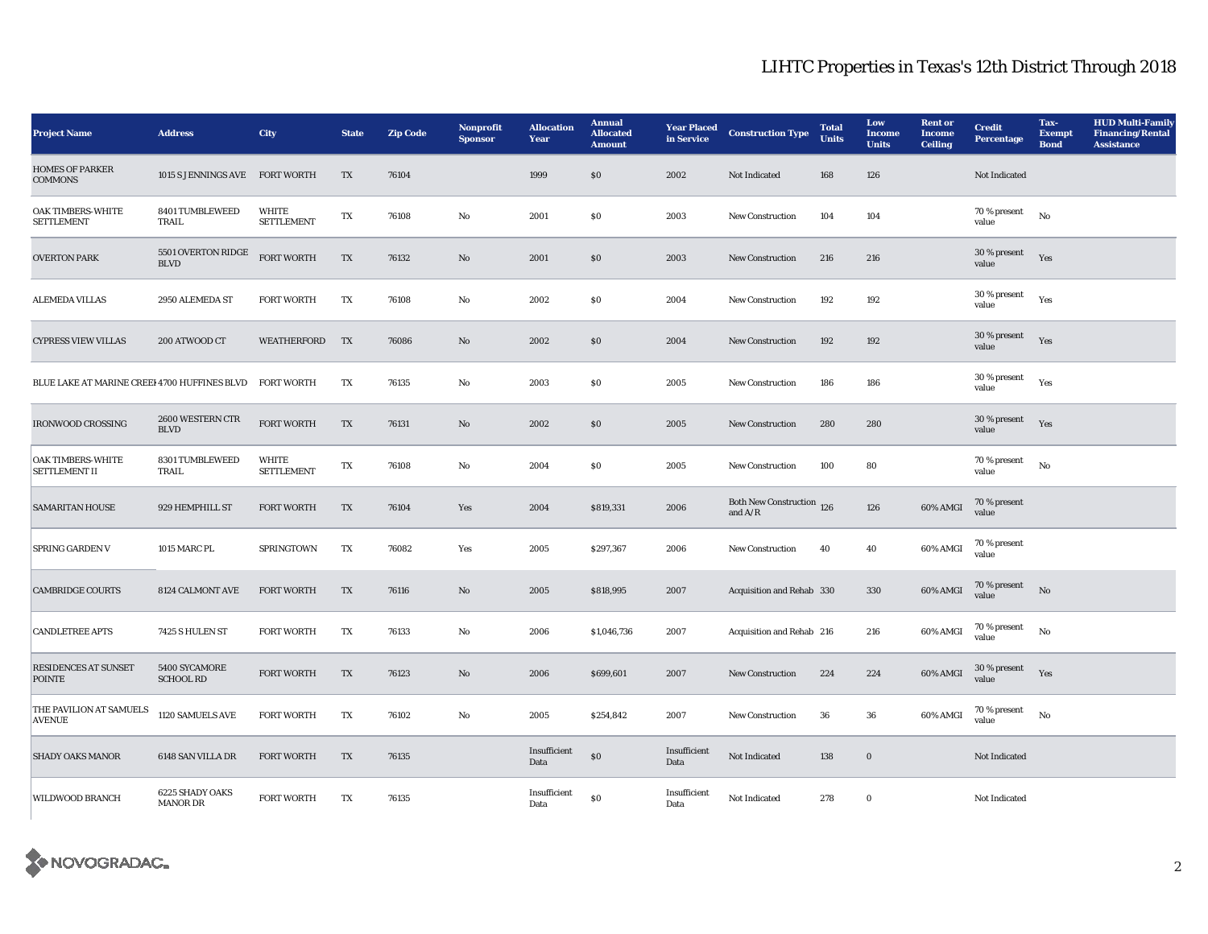# LIHTC Properties in Texas's 12th District Through 2018

| Project Name | Address | City | State | Zip Code | Nonprofit Sponsor | Allocation Year | Annual Allocated Amount | Year Placed in Service | Construction Type | Total Units | Low Income Units | Rent or Income Ceiling | Credit Percentage | Tax-Exempt Bond | HUD Multi-Family Financing/Rental Assistance |
|---|---|---|---|---|---|---|---|---|---|---|---|---|---|---|---|
| HOMES OF PARKER COMMONS | 1015 S JENNINGS AVE | FORT WORTH | TX | 76104 | | 1999 | $0 | 2002 | Not Indicated | 168 | 126 | | Not Indicated | | |
| OAK TIMBERS-WHITE SETTLEMENT | 8401 TUMBLEWEED TRAIL | WHITE SETTLEMENT | TX | 76108 | No | 2001 | $0 | 2003 | New Construction | 104 | 104 | | 70 % present value | No | |
| OVERTON PARK | 5501 OVERTON RIDGE BLVD | FORT WORTH | TX | 76132 | No | 2001 | $0 | 2003 | New Construction | 216 | 216 | | 30 % present value | Yes | |
| ALEMEDA VILLAS | 2950 ALEMEDA ST | FORT WORTH | TX | 76108 | No | 2002 | $0 | 2004 | New Construction | 192 | 192 | | 30 % present value | Yes | |
| CYPRESS VIEW VILLAS | 200 ATWOOD CT | WEATHERFORD | TX | 76086 | No | 2002 | $0 | 2004 | New Construction | 192 | 192 | | 30 % present value | Yes | |
| BLUE LAKE AT MARINE CREEK | 4700 HUFFINES BLVD | FORT WORTH | TX | 76135 | No | 2003 | $0 | 2005 | New Construction | 186 | 186 | | 30 % present value | Yes | |
| IRONWOOD CROSSING | 2600 WESTERN CTR BLVD | FORT WORTH | TX | 76131 | No | 2002 | $0 | 2005 | New Construction | 280 | 280 | | 30 % present value | Yes | |
| OAK TIMBERS-WHITE SETTLEMENT II | 8301 TUMBLEWEED TRAIL | WHITE SETTLEMENT | TX | 76108 | No | 2004 | $0 | 2005 | New Construction | 100 | 80 | | 70 % present value | No | |
| SAMARITAN HOUSE | 929 HEMPHILL ST | FORT WORTH | TX | 76104 | Yes | 2004 | $819,331 | 2006 | Both New Construction and A/R | 126 | 126 | 60% AMGI | 70 % present value | | |
| SPRING GARDEN V | 1015 MARC PL | SPRINGTOWN | TX | 76082 | Yes | 2005 | $297,367 | 2006 | New Construction | 40 | 40 | 60% AMGI | 70 % present value | | |
| CAMBRIDGE COURTS | 8124 CALMONT AVE | FORT WORTH | TX | 76116 | No | 2005 | $818,995 | 2007 | Acquisition and Rehab | 330 | 330 | 60% AMGI | 70 % present value | No | |
| CANDLETREE APTS | 7425 S HULEN ST | FORT WORTH | TX | 76133 | No | 2006 | $1,046,736 | 2007 | Acquisition and Rehab | 216 | 216 | 60% AMGI | 70 % present value | No | |
| RESIDENCES AT SUNSET POINTE | 5400 SYCAMORE SCHOOL RD | FORT WORTH | TX | 76123 | No | 2006 | $699,601 | 2007 | New Construction | 224 | 224 | 60% AMGI | 30 % present value | Yes | |
| THE PAVILION AT SAMUELS AVENUE | 1120 SAMUELS AVE | FORT WORTH | TX | 76102 | No | 2005 | $254,842 | 2007 | New Construction | 36 | 36 | 60% AMGI | 70 % present value | No | |
| SHADY OAKS MANOR | 6148 SAN VILLA DR | FORT WORTH | TX | 76135 | | Insufficient Data | $0 | Insufficient Data | Not Indicated | 138 | 0 | | Not Indicated | | |
| WILDWOOD BRANCH | 6225 SHADY OAKS MANOR DR | FORT WORTH | TX | 76135 | | Insufficient Data | $0 | Insufficient Data | Not Indicated | 278 | 0 | | Not Indicated | | |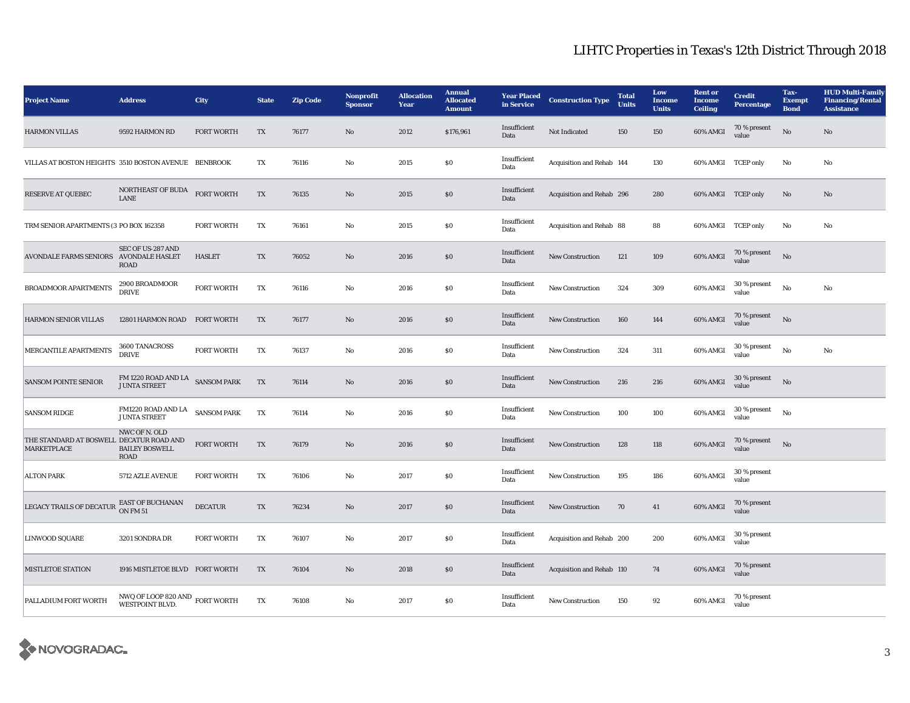# LIHTC Properties in Texas's 12th District Through 2018

| Project Name | Address | City | State | Zip Code | Nonprofit Sponsor | Allocation Year | Annual Allocated Amount | Year Placed in Service | Construction Type | Total Units | Low Income Units | Rent or Income Ceiling | Credit Percentage | Tax-Exempt Bond | HUD Multi-Family Financing/Rental Assistance |
|---|---|---|---|---|---|---|---|---|---|---|---|---|---|---|---|
| HARMON VILLAS | 9592 HARMON RD | FORT WORTH | TX | 76177 | No | 2012 | $176,961 | Insufficient Data | Not Indicated | 150 | 150 | 60% AMGI | 70 % present value | No | No |
| VILLAS AT BOSTON HEIGHTS | 3510 BOSTON AVENUE | BENBROOK | TX | 76116 | No | 2015 | $0 | Insufficient Data | Acquisition and Rehab | 144 | 130 | 60% AMGI | TCEP only | No | No |
| RESERVE AT QUEBEC | NORTHEAST OF BUDA LANE | FORT WORTH | TX | 76135 | No | 2015 | $0 | Insufficient Data | Acquisition and Rehab | 296 | 280 | 60% AMGI | TCEP only | No | No |
| TRM SENIOR APARTMENTS (3 | PO BOX 162358 | FORT WORTH | TX | 76161 | No | 2015 | $0 | Insufficient Data | Acquisition and Rehab | 88 | 88 | 60% AMGI | TCEP only | No | No |
| AVONDALE FARMS SENIORS | SEC OF US-287 AND AVONDALE HASLET ROAD | HASLET | TX | 76052 | No | 2016 | $0 | Insufficient Data | New Construction | 121 | 109 | 60% AMGI | 70 % present value | No | |
| BROADMOOR APARTMENTS | 2900 BROADMOOR DRIVE | FORT WORTH | TX | 76116 | No | 2016 | $0 | Insufficient Data | New Construction | 324 | 309 | 60% AMGI | 30 % present value | No | No |
| HARMON SENIOR VILLAS | 12801 HARMON ROAD | FORT WORTH | TX | 76177 | No | 2016 | $0 | Insufficient Data | New Construction | 160 | 144 | 60% AMGI | 70 % present value | No | |
| MERCANTILE APARTMENTS | 3600 TANACROSS DRIVE | FORT WORTH | TX | 76137 | No | 2016 | $0 | Insufficient Data | New Construction | 324 | 311 | 60% AMGI | 30 % present value | No | No |
| SANSOM POINTE SENIOR | FM 1220 ROAD AND LA JUNTA STREET | SANSOM PARK | TX | 76114 | No | 2016 | $0 | Insufficient Data | New Construction | 216 | 216 | 60% AMGI | 30 % present value | No | |
| SANSOM RIDGE | FM1220 ROAD AND LA JUNTA STREET | SANSOM PARK | TX | 76114 | No | 2016 | $0 | Insufficient Data | New Construction | 100 | 100 | 60% AMGI | 30 % present value | No | |
| THE STANDARD AT BOSWELL MARKETPLACE | NWC OF N. OLD DECATUR ROAD AND BAILEY BOSWELL ROAD | FORT WORTH | TX | 76179 | No | 2016 | $0 | Insufficient Data | New Construction | 128 | 118 | 60% AMGI | 70 % present value | No | |
| ALTON PARK | 5712 AZLE AVENUE | FORT WORTH | TX | 76106 | No | 2017 | $0 | Insufficient Data | New Construction | 195 | 186 | 60% AMGI | 30 % present value | | |
| LEGACY TRAILS OF DECATUR | EAST OF BUCHANAN ON FM 51 | DECATUR | TX | 76234 | No | 2017 | $0 | Insufficient Data | New Construction | 70 | 41 | 60% AMGI | 70 % present value | | |
| LINWOOD SQUARE | 3201 SONDRA DR | FORT WORTH | TX | 76107 | No | 2017 | $0 | Insufficient Data | Acquisition and Rehab | 200 | 200 | 60% AMGI | 30 % present value | | |
| MISTLETOE STATION | 1916 MISTLETOE BLVD | FORT WORTH | TX | 76104 | No | 2018 | $0 | Insufficient Data | Acquisition and Rehab | 110 | 74 | 60% AMGI | 70 % present value | | |
| PALLADIUM FORT WORTH | NWQ OF LOOP 820 AND WESTPOINT BLVD. | FORT WORTH | TX | 76108 | No | 2017 | $0 | Insufficient Data | New Construction | 150 | 92 | 60% AMGI | 70 % present value | | |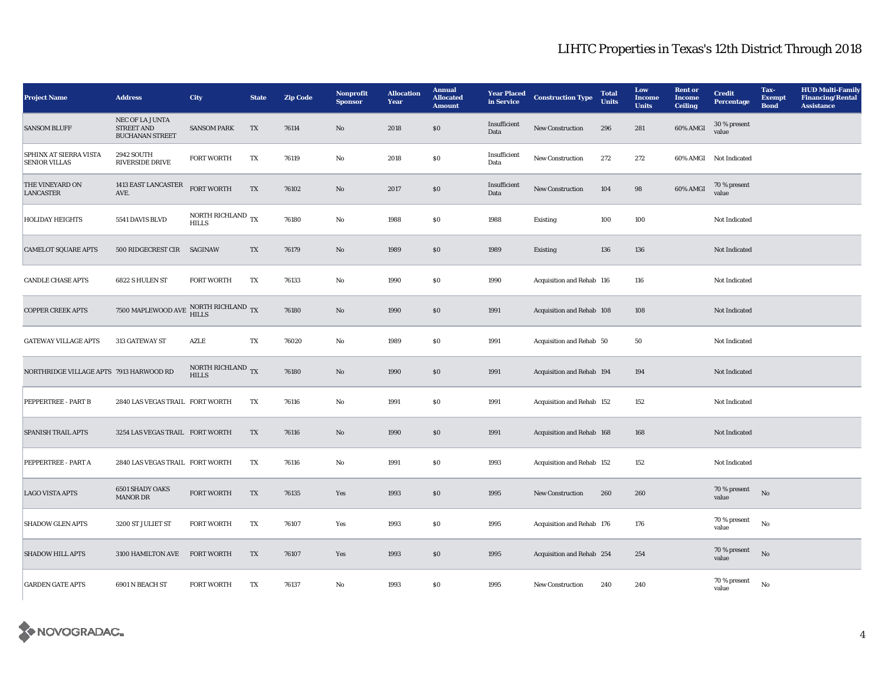## LIHTC Properties in Texas's 12th District Through 2018

| Project Name | Address | City | State | Zip Code | Nonprofit Sponsor | Allocation Year | Annual Allocated Amount | Year Placed in Service | Construction Type | Total Units | Low Income Units | Rent or Income Ceiling | Credit Percentage | Tax-Exempt Bond | HUD Multi-Family Financing/Rental Assistance |
|---|---|---|---|---|---|---|---|---|---|---|---|---|---|---|---|
| SANSOM BLUFF | NEC OF LA JUNTA STREET AND BUCHANAN STREET | SANSOM PARK | TX | 76114 | No | 2018 | $0 | Insufficient Data | New Construction | 296 | 281 | 60% AMGI | 30 % present value | | |
| SPHINX AT SIERRA VISTA SENIOR VILLAS | 2942 SOUTH RIVERSIDE DRIVE | FORT WORTH | TX | 76119 | No | 2018 | $0 | Insufficient Data | New Construction | 272 | 272 | 60% AMGI | Not Indicated | | |
| THE VINEYARD ON LANCASTER | 1413 EAST LANCASTER AVE. | FORT WORTH | TX | 76102 | No | 2017 | $0 | Insufficient Data | New Construction | 104 | 98 | 60% AMGI | 70 % present value | | |
| HOLIDAY HEIGHTS | 5541 DAVIS BLVD | NORTH RICHLAND HILLS | TX | 76180 | No | 1988 | $0 | 1988 | Existing | 100 | 100 | | Not Indicated | | |
| CAMELOT SQUARE APTS | 500 RIDGECREST CIR | SAGINAW | TX | 76179 | No | 1989 | $0 | 1989 | Existing | 136 | 136 | | Not Indicated | | |
| CANDLE CHASE APTS | 6822 S HULEN ST | FORT WORTH | TX | 76133 | No | 1990 | $0 | 1990 | Acquisition and Rehab | 116 | 116 | | Not Indicated | | |
| COPPER CREEK APTS | 7500 MAPLEWOOD AVE | NORTH RICHLAND HILLS | TX | 76180 | No | 1990 | $0 | 1991 | Acquisition and Rehab | 108 | 108 | | Not Indicated | | |
| GATEWAY VILLAGE APTS | 313 GATEWAY ST | AZLE | TX | 76020 | No | 1989 | $0 | 1991 | Acquisition and Rehab | 50 | 50 | | Not Indicated | | |
| NORTHRIDGE VILLAGE APTS | 7913 HARWOOD RD | NORTH RICHLAND HILLS | TX | 76180 | No | 1990 | $0 | 1991 | Acquisition and Rehab | 194 | 194 | | Not Indicated | | |
| PEPPERTREE - PART B | 2840 LAS VEGAS TRAIL | FORT WORTH | TX | 76116 | No | 1991 | $0 | 1991 | Acquisition and Rehab | 152 | 152 | | Not Indicated | | |
| SPANISH TRAIL APTS | 3254 LAS VEGAS TRAIL | FORT WORTH | TX | 76116 | No | 1990 | $0 | 1991 | Acquisition and Rehab | 168 | 168 | | Not Indicated | | |
| PEPPERTREE - PART A | 2840 LAS VEGAS TRAIL | FORT WORTH | TX | 76116 | No | 1991 | $0 | 1993 | Acquisition and Rehab | 152 | 152 | | Not Indicated | | |
| LAGO VISTA APTS | 6501 SHADY OAKS MANOR DR | FORT WORTH | TX | 76135 | Yes | 1993 | $0 | 1995 | New Construction | 260 | 260 | | 70 % present value | No | |
| SHADOW GLEN APTS | 3200 ST JULIET ST | FORT WORTH | TX | 76107 | Yes | 1993 | $0 | 1995 | Acquisition and Rehab | 176 | 176 | | 70 % present value | No | |
| SHADOW HILL APTS | 3100 HAMILTON AVE | FORT WORTH | TX | 76107 | Yes | 1993 | $0 | 1995 | Acquisition and Rehab | 254 | 254 | | 70 % present value | No | |
| GARDEN GATE APTS | 6901 N BEACH ST | FORT WORTH | TX | 76137 | No | 1993 | $0 | 1995 | New Construction | 240 | 240 | | 70 % present value | No | |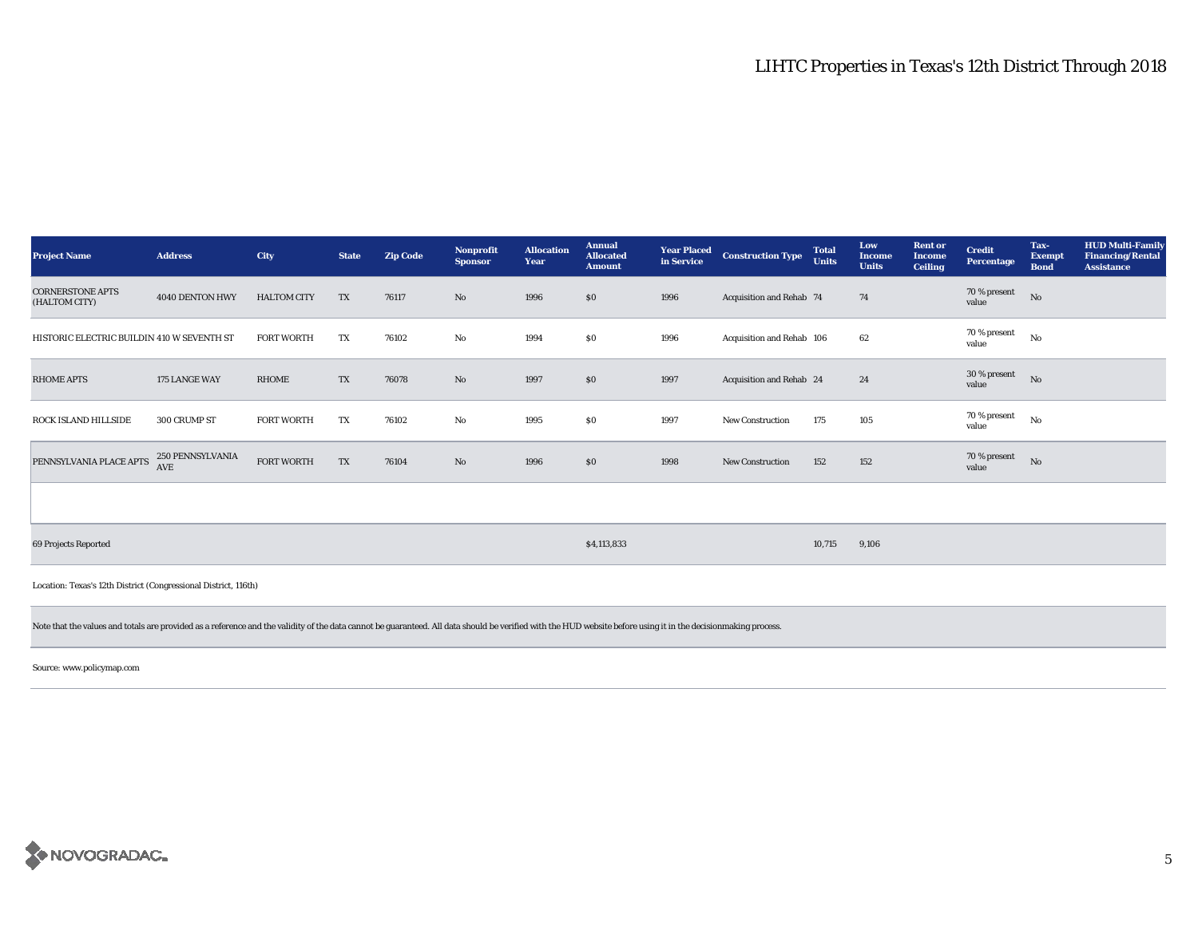# LIHTC Properties in Texas's 12th District Through 2018

| Project Name | Address | City | State | Zip Code | Nonprofit Sponsor | Allocation Year | Annual Allocated Amount | Year Placed in Service | Construction Type | Total Units | Low Income Units | Rent or Income Ceiling | Credit Percentage | Tax-Exempt Bond | HUD Multi-Family Financing/Rental Assistance |
|---|---|---|---|---|---|---|---|---|---|---|---|---|---|---|---|
| CORNERSTONE APTS (HALTOM CITY) | 4040 DENTON HWY | HALTOM CITY | TX | 76117 | No | 1996 | $0 | 1996 | Acquisition and Rehab | 74 | 74 | | 70 % present value | No | |
| HISTORIC ELECTRIC BUILDIN | 410 W SEVENTH ST | FORT WORTH | TX | 76102 | No | 1994 | $0 | 1996 | Acquisition and Rehab | 106 | 62 | | 70 % present value | No | |
| RHOME APTS | 175 LANGE WAY | RHOME | TX | 76078 | No | 1997 | $0 | 1997 | Acquisition and Rehab | 24 | 24 | | 30 % present value | No | |
| ROCK ISLAND HILLSIDE | 300 CRUMP ST | FORT WORTH | TX | 76102 | No | 1995 | $0 | 1997 | New Construction | 175 | 105 | | 70 % present value | No | |
| PENNSYLVANIA PLACE APTS | 250 PENNSYLVANIA AVE | FORT WORTH | TX | 76104 | No | 1996 | $0 | 1998 | New Construction | 152 | 152 | | 70 % present value | No | |
| | | | | | | | | | | | | | | | |
| 69 Projects Reported | | | | | | | $4,113,833 | | | 10,715 | 9,106 | | | | |

Location: Texas's 12th District (Congressional District, 116th)

Note that the values and totals are provided as a reference and the validity of the data cannot be guaranteed. All data should be verified with the HUD website before using it in the decisionmaking process.

Source: www.policymap.com